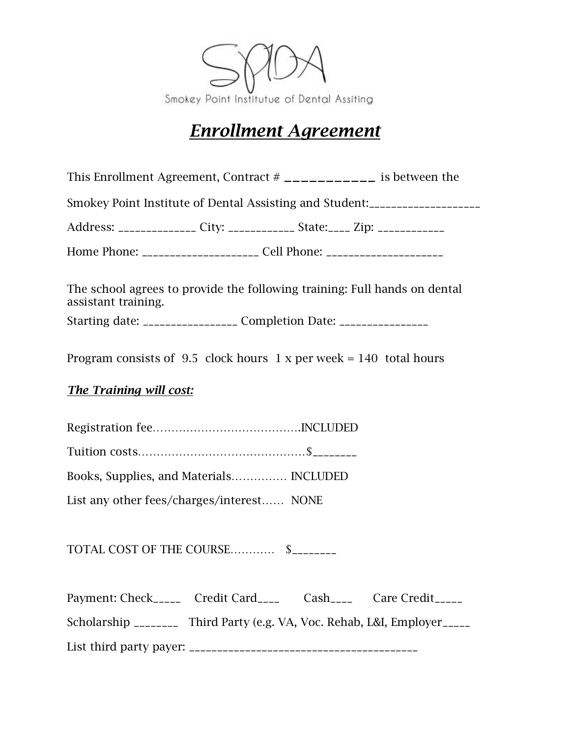SPIDA

Smokey Point Institutue of Dental Assiting

# *Enrollment Agreement*

This Enrollment Agreement, Contract # ____________ is between the

Smokey Point Institute of Dental Assisting and Student:____________________

Address: ______________ City: ____________ State:____ Zip: ____________

Home Phone: _____________________ Cell Phone: _____________________

The school agrees to provide the following training: Full hands on dental assistant training.

Starting date: _________________ Completion Date: ________________

Program consists of 9.5 clock hours 1 x per week = 140 total hours

***The Training will cost:***

Registration fee………………………………….INCLUDED

Tuition costs………………………………………$________

Books, Supplies, and Materials…………… INCLUDED

List any other fees/charges/interest…… NONE

TOTAL COST OF THE COURSE………… $________

Payment: Check_____ Credit Card____ Cash____ Care Credit_____

Scholarship ________ Third Party (e.g. VA, Voc. Rehab, L&I, Employer_____

List third party payer: __________________________________________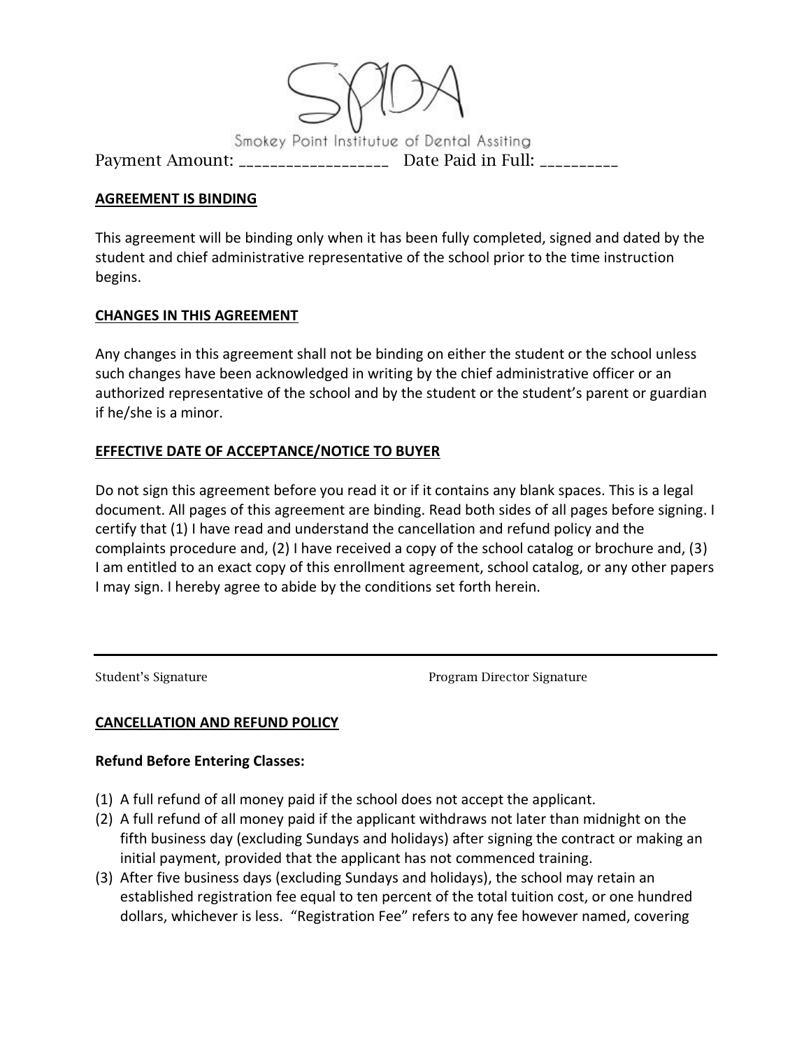SPIDA

Smokey Point Institutue of Dental Assiting

Payment Amount: ___________________ Date Paid in Full: __________

**AGREEMENT IS BINDING**

This agreement will be binding only when it has been fully completed, signed and dated by the student and chief administrative representative of the school prior to the time instruction begins.

**CHANGES IN THIS AGREEMENT**

Any changes in this agreement shall not be binding on either the student or the school unless such changes have been acknowledged in writing by the chief administrative officer or an authorized representative of the school and by the student or the student's parent or guardian if he/she is a minor.

**EFFECTIVE DATE OF ACCEPTANCE/NOTICE TO BUYER**

Do not sign this agreement before you read it or if it contains any blank spaces. This is a legal document. All pages of this agreement are binding. Read both sides of all pages before signing. I certify that (1) I have read and understand the cancellation and refund policy and the complaints procedure and, (2) I have received a copy of the school catalog or brochure and, (3) I am entitled to an exact copy of this enrollment agreement, school catalog, or any other papers I may sign. I hereby agree to abide by the conditions set forth herein.

Student's Signature | Program Director Signature

**CANCELLATION AND REFUND POLICY**

**Refund Before Entering Classes:**

(1) A full refund of all money paid if the school does not accept the applicant.
(2) A full refund of all money paid if the applicant withdraws not later than midnight on the fifth business day (excluding Sundays and holidays) after signing the contract or making an initial payment, provided that the applicant has not commenced training.
(3) After five business days (excluding Sundays and holidays), the school may retain an established registration fee equal to ten percent of the total tuition cost, or one hundred dollars, whichever is less. "Registration Fee" refers to any fee however named, covering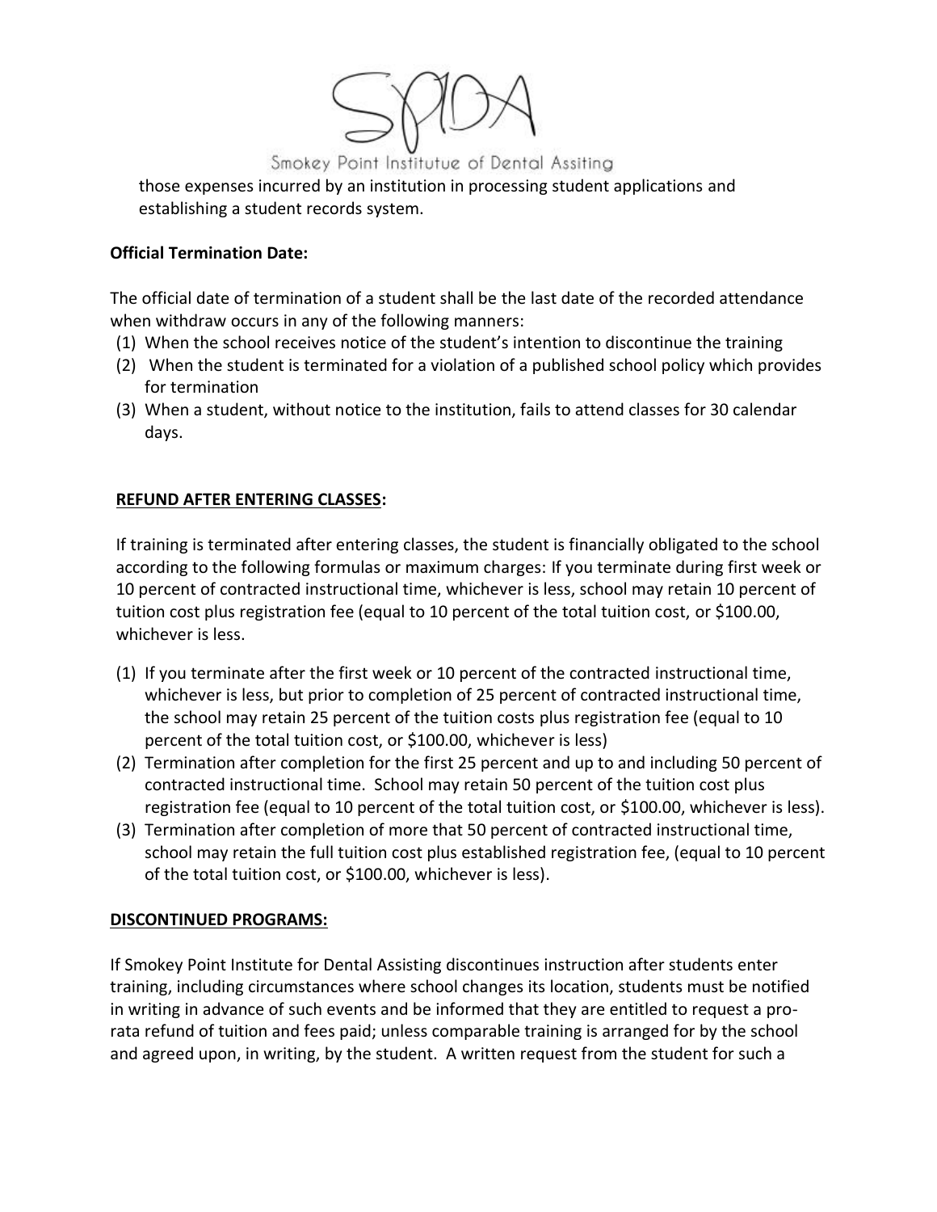those expenses incurred by an institution in processing student applications and establishing a student records system.

**Official Termination Date:**

The official date of termination of a student shall be the last date of the recorded attendance when withdraw occurs in any of the following manners:

(1) When the school receives notice of the student's intention to discontinue the training
(2) When the student is terminated for a violation of a published school policy which provides for termination
(3) When a student, without notice to the institution, fails to attend classes for 30 calendar days.

**REFUND AFTER ENTERING CLASSES:**

If training is terminated after entering classes, the student is financially obligated to the school according to the following formulas or maximum charges: If you terminate during first week or 10 percent of contracted instructional time, whichever is less, school may retain 10 percent of tuition cost plus registration fee (equal to 10 percent of the total tuition cost, or $100.00, whichever is less.

(1) If you terminate after the first week or 10 percent of the contracted instructional time, whichever is less, but prior to completion of 25 percent of contracted instructional time, the school may retain 25 percent of the tuition costs plus registration fee (equal to 10 percent of the total tuition cost, or $100.00, whichever is less)
(2) Termination after completion for the first 25 percent and up to and including 50 percent of contracted instructional time. School may retain 50 percent of the tuition cost plus registration fee (equal to 10 percent of the total tuition cost, or $100.00, whichever is less).
(3) Termination after completion of more that 50 percent of contracted instructional time, school may retain the full tuition cost plus established registration fee, (equal to 10 percent of the total tuition cost, or $100.00, whichever is less).

**DISCONTINUED PROGRAMS:**

If Smokey Point Institute for Dental Assisting discontinues instruction after students enter training, including circumstances where school changes its location, students must be notified in writing in advance of such events and be informed that they are entitled to request a pro-rata refund of tuition and fees paid; unless comparable training is arranged for by the school and agreed upon, in writing, by the student. A written request from the student for such a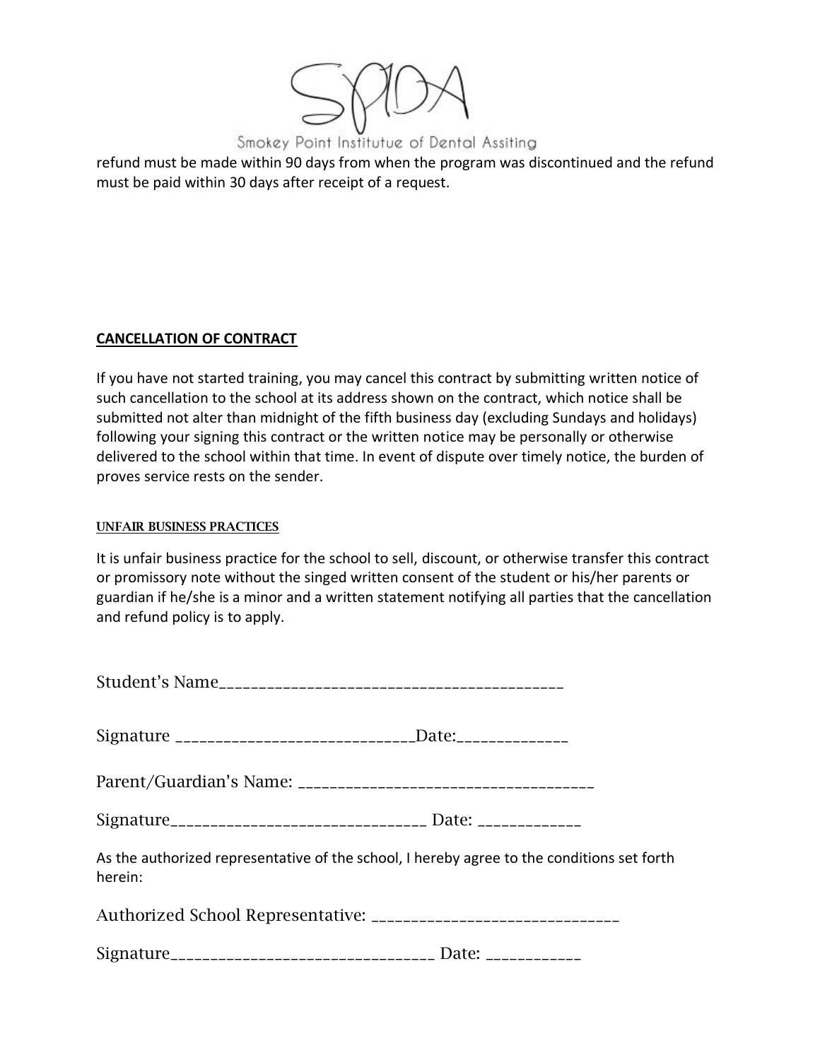refund must be made within 90 days from when the program was discontinued and the refund must be paid within 30 days after receipt of a request.

## CANCELLATION OF CONTRACT

If you have not started training, you may cancel this contract by submitting written notice of such cancellation to the school at its address shown on the contract, which notice shall be submitted not alter than midnight of the fifth business day (excluding Sundays and holidays) following your signing this contract or the written notice may be personally or otherwise delivered to the school within that time. In event of dispute over timely notice, the burden of proves service rests on the sender.

### UNFAIR BUSINESS PRACTICES

It is unfair business practice for the school to sell, discount, or otherwise transfer this contract or promissory note without the singed written consent of the student or his/her parents or guardian if he/she is a minor and a written statement notifying all parties that the cancellation and refund policy is to apply.

Student's Name__________________________________________

Signature _____________________________Date:______________

Parent/Guardian's Name: ____________________________________

Signature________________________________ Date: _____________

As the authorized representative of the school, I hereby agree to the conditions set forth herein:

Authorized School Representative: ______________________________

Signature________________________________ Date: ____________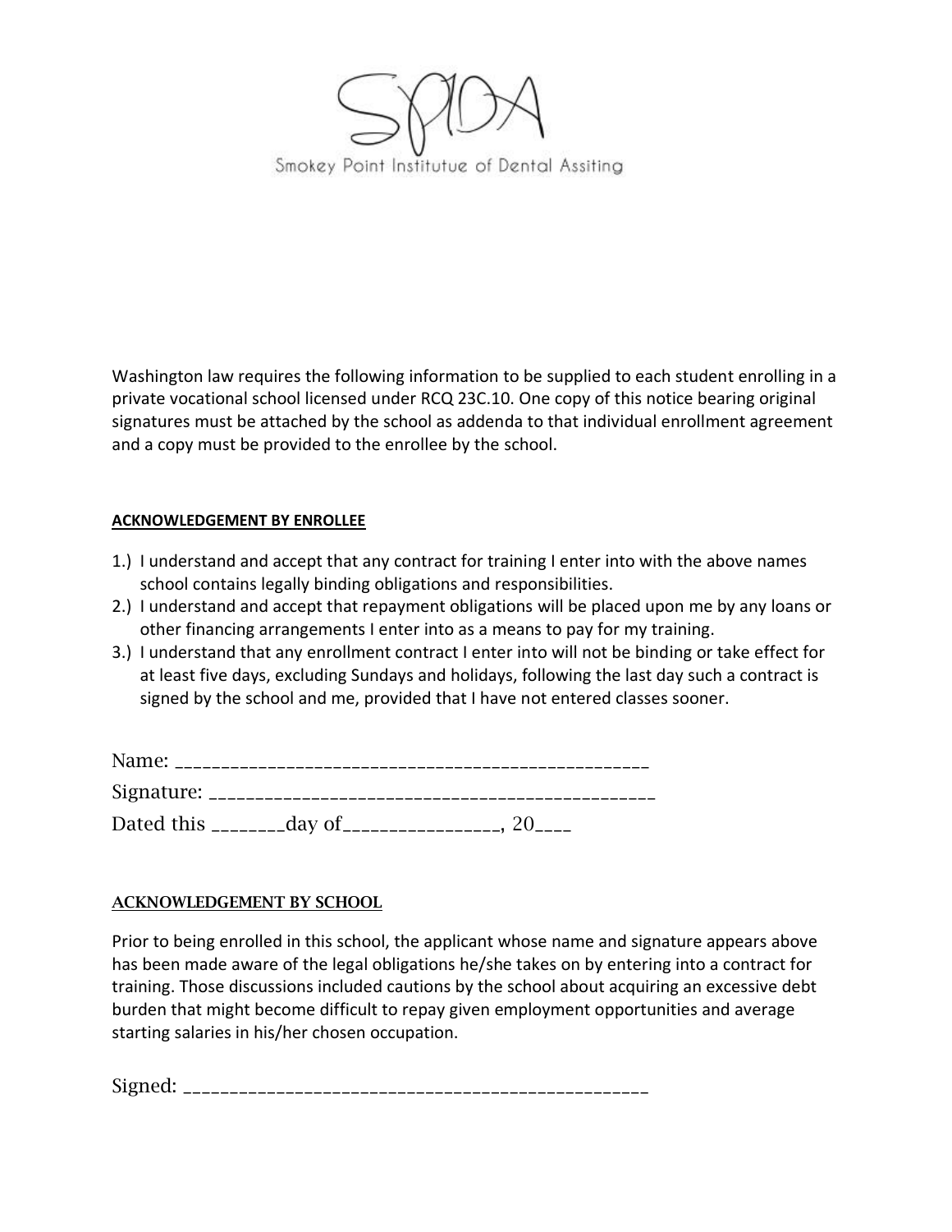SPIDA

Smokey Point Institutue of Dental Assiting

Washington law requires the following information to be supplied to each student enrolling in a private vocational school licensed under RCQ 23C.10. One copy of this notice bearing original signatures must be attached by the school as addenda to that individual enrollment agreement and a copy must be provided to the enrollee by the school.

**ACKNOWLEDGEMENT BY ENROLLEE**

1.) I understand and accept that any contract for training I enter into with the above names school contains legally binding obligations and responsibilities.
2.) I understand and accept that repayment obligations will be placed upon me by any loans or other financing arrangements I enter into as a means to pay for my training.
3.) I understand that any enrollment contract I enter into will not be binding or take effect for at least five days, excluding Sundays and holidays, following the last day such a contract is signed by the school and me, provided that I have not entered classes sooner.

Name: ___________________________________________________

Signature: _______________________________________________

Dated this ________day of_________________, 20____

**ACKNOWLEDGEMENT BY SCHOOL**

Prior to being enrolled in this school, the applicant whose name and signature appears above has been made aware of the legal obligations he/she takes on by entering into a contract for training. Those discussions included cautions by the school about acquiring an excessive debt burden that might become difficult to repay given employment opportunities and average starting salaries in his/her chosen occupation.

Signed: __________________________________________________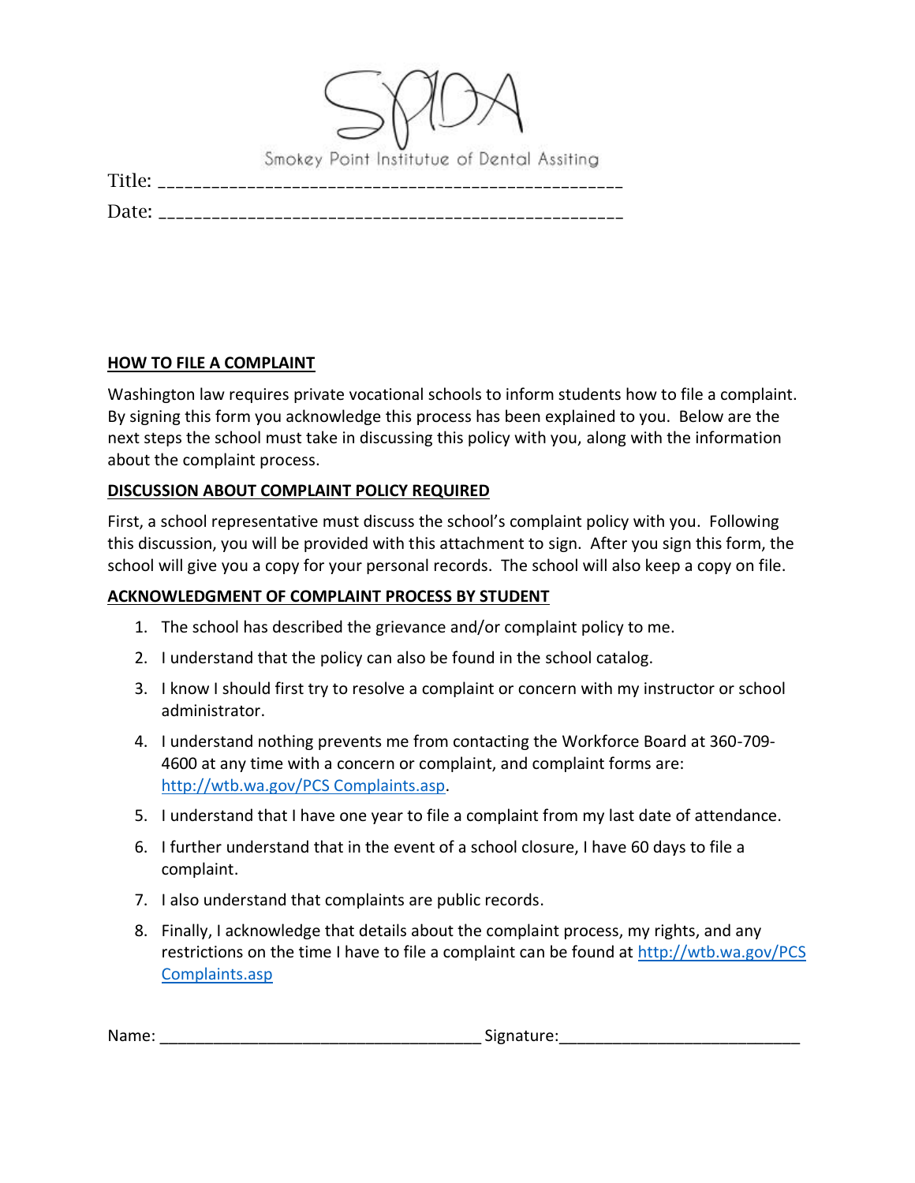Smokey Point Institutue of Dental Assiting

Title: ___________________________________________________

Date: ___________________________________________________

**HOW TO FILE A COMPLAINT**

Washington law requires private vocational schools to inform students how to file a complaint. By signing this form you acknowledge this process has been explained to you. Below are the next steps the school must take in discussing this policy with you, along with the information about the complaint process.

**DISCUSSION ABOUT COMPLAINT POLICY REQUIRED**

First, a school representative must discuss the school's complaint policy with you. Following this discussion, you will be provided with this attachment to sign. After you sign this form, the school will give you a copy for your personal records. The school will also keep a copy on file.

**ACKNOWLEDGMENT OF COMPLAINT PROCESS BY STUDENT**

1. The school has described the grievance and/or complaint policy to me.
2. I understand that the policy can also be found in the school catalog.
3. I know I should first try to resolve a complaint or concern with my instructor or school administrator.
4. I understand nothing prevents me from contacting the Workforce Board at 360-709-4600 at any time with a concern or complaint, and complaint forms are: http://wtb.wa.gov/PCS Complaints.asp.
5. I understand that I have one year to file a complaint from my last date of attendance.
6. I further understand that in the event of a school closure, I have 60 days to file a complaint.
7. I also understand that complaints are public records.
8. Finally, I acknowledge that details about the complaint process, my rights, and any restrictions on the time I have to file a complaint can be found at http://wtb.wa.gov/PCS Complaints.asp

Name: ___________________________________ Signature:__________________________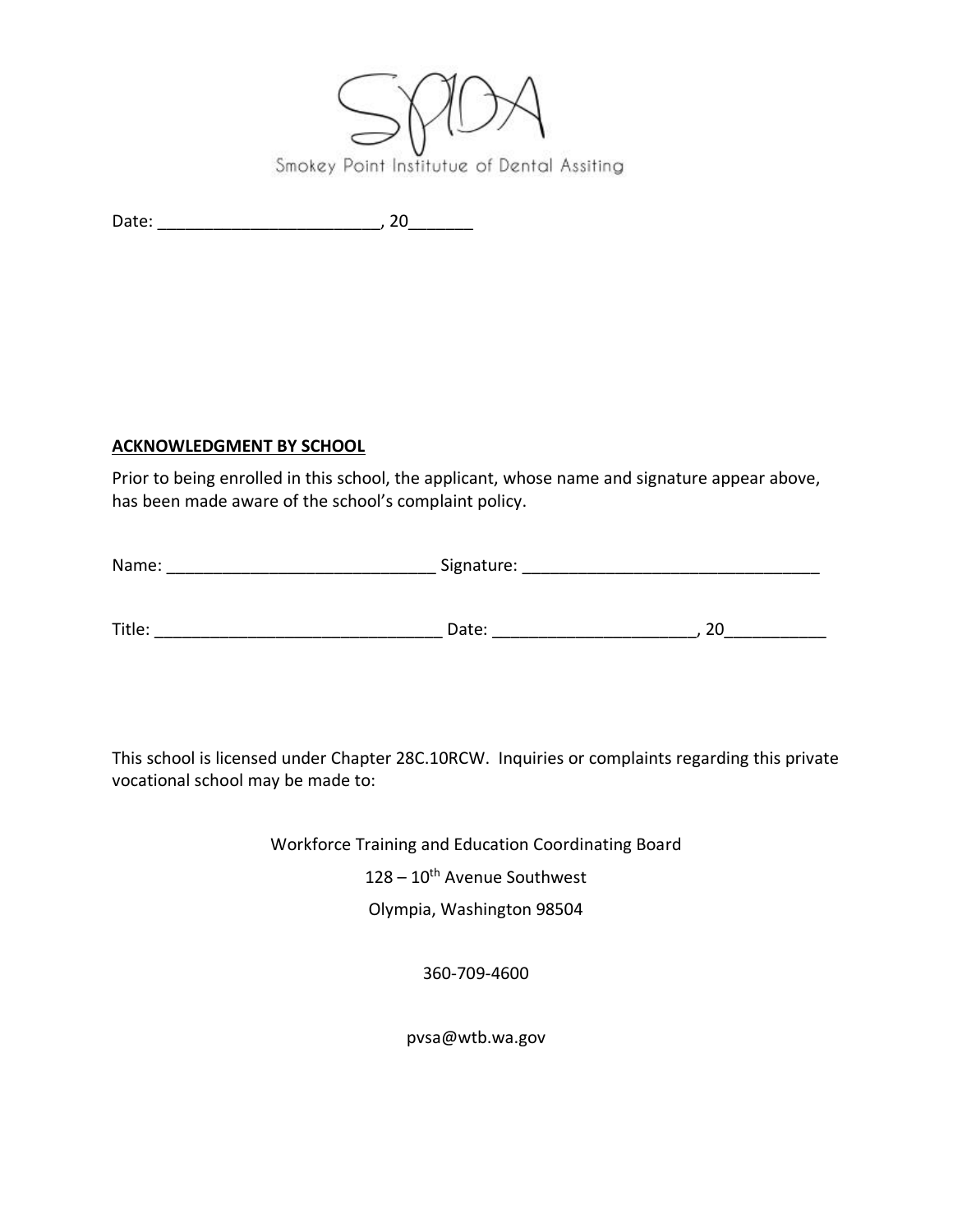Smokey Point Institutue of Dental Assiting

Date: ________________________, 20_______

**ACKNOWLEDGMENT BY SCHOOL**

Prior to being enrolled in this school, the applicant, whose name and signature appear above, has been made aware of the school's complaint policy.

Name: _____________________________ Signature: ________________________________

Title: _______________________________ Date: _____________________, 20___________

This school is licensed under Chapter 28C.10RCW. Inquiries or complaints regarding this private vocational school may be made to:

Workforce Training and Education Coordinating Board

128 – 10th Avenue Southwest

Olympia, Washington 98504

360-709-4600

pvsa@wtb.wa.gov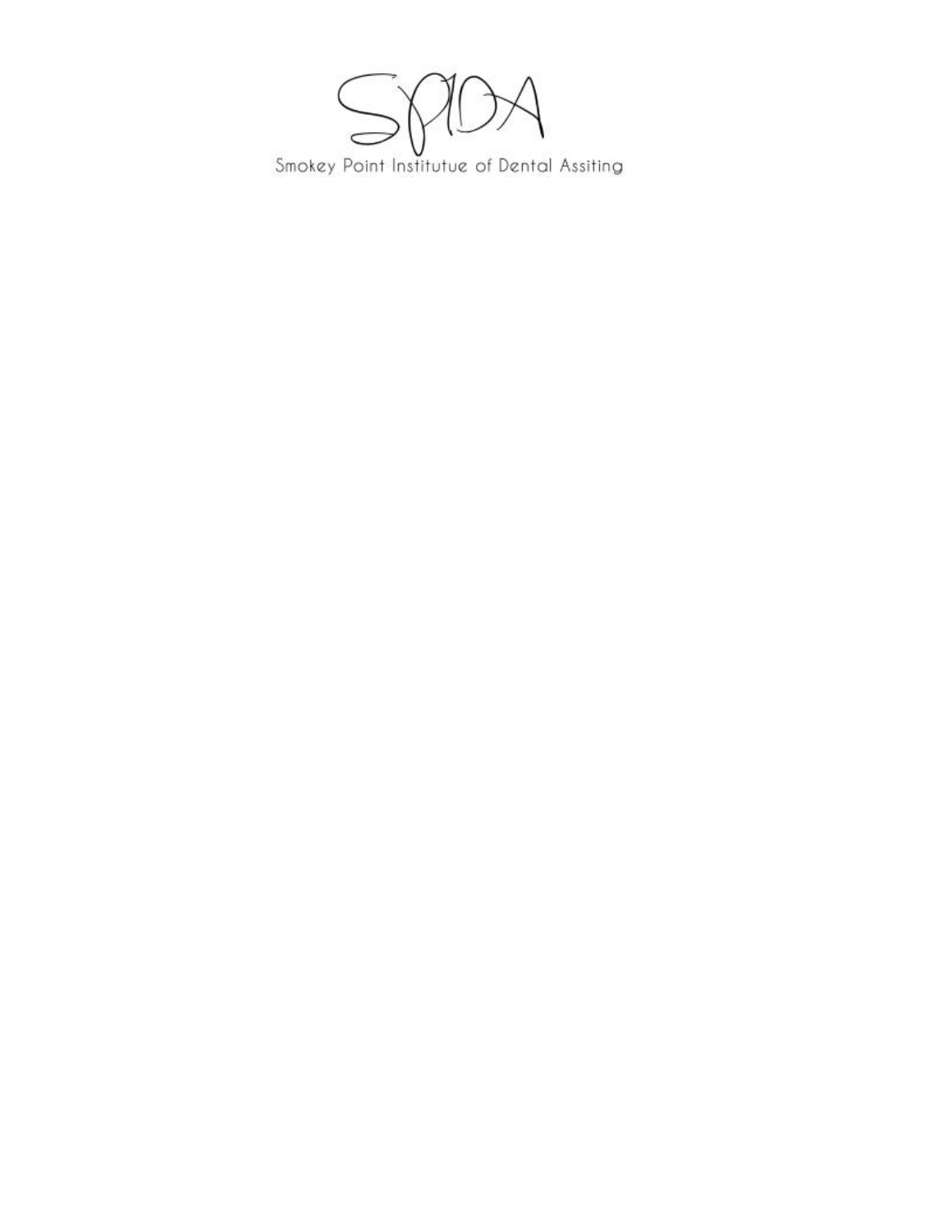SPIDA

Smokey Point Institutue of Dental Assiting